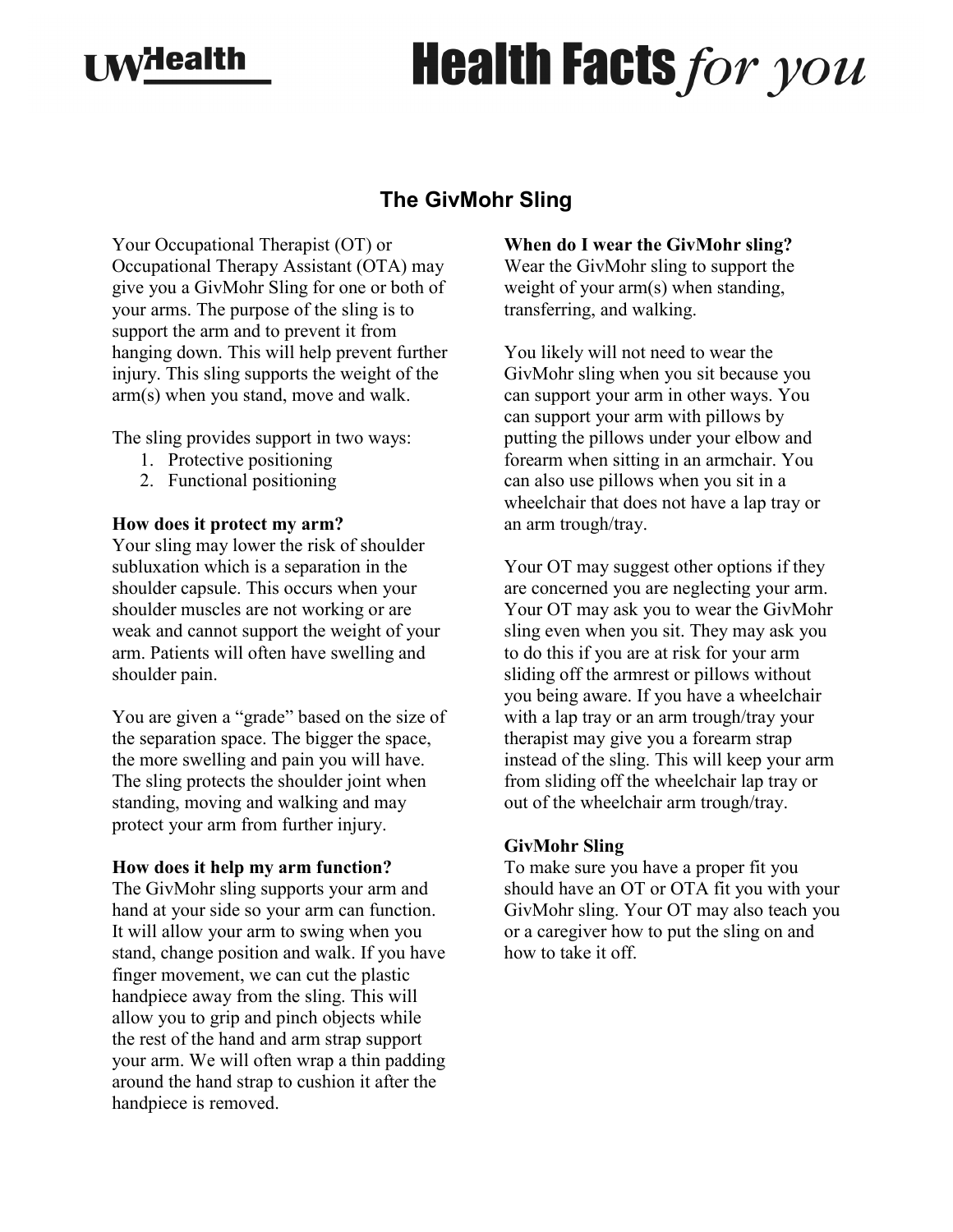# The GivMohr Sling

Your Occupational Therapist (OT) or Occupational Therapy Assistant (OTA) may give you a GivMohr Sling for one or both of your arms. The purpose of the sling is to support the arm and to prevent it from hanging down. This will help prevent further injury. This sling supports the weight of the arm(s) when you stand, move and walk.

The sling provides support in two ways:

1. Protective positioning
2. Functional positioning

**How does it protect my arm?**
Your sling may lower the risk of shoulder subluxation which is a separation in the shoulder capsule. This occurs when your shoulder muscles are not working or are weak and cannot support the weight of your arm. Patients will often have swelling and shoulder pain.

You are given a "grade" based on the size of the separation space. The bigger the space, the more swelling and pain you will have. The sling protects the shoulder joint when standing, moving and walking and may protect your arm from further injury.

**How does it help my arm function?**
The GivMohr sling supports your arm and hand at your side so your arm can function. It will allow your arm to swing when you stand, change position and walk. If you have finger movement, we can cut the plastic handpiece away from the sling. This will allow you to grip and pinch objects while the rest of the hand and arm strap support your arm. We will often wrap a thin padding around the hand strap to cushion it after the handpiece is removed.

**When do I wear the GivMohr sling?**
Wear the GivMohr sling to support the weight of your arm(s) when standing, transferring, and walking.

You likely will not need to wear the GivMohr sling when you sit because you can support your arm in other ways. You can support your arm with pillows by putting the pillows under your elbow and forearm when sitting in an armchair. You can also use pillows when you sit in a wheelchair that does not have a lap tray or an arm trough/tray.

Your OT may suggest other options if they are concerned you are neglecting your arm. Your OT may ask you to wear the GivMohr sling even when you sit. They may ask you to do this if you are at risk for your arm sliding off the armrest or pillows without you being aware. If you have a wheelchair with a lap tray or an arm trough/tray your therapist may give you a forearm strap instead of the sling. This will keep your arm from sliding off the wheelchair lap tray or out of the wheelchair arm trough/tray.

**GivMohr Sling**
To make sure you have a proper fit you should have an OT or OTA fit you with your GivMohr sling. Your OT may also teach you or a caregiver how to put the sling on and how to take it off.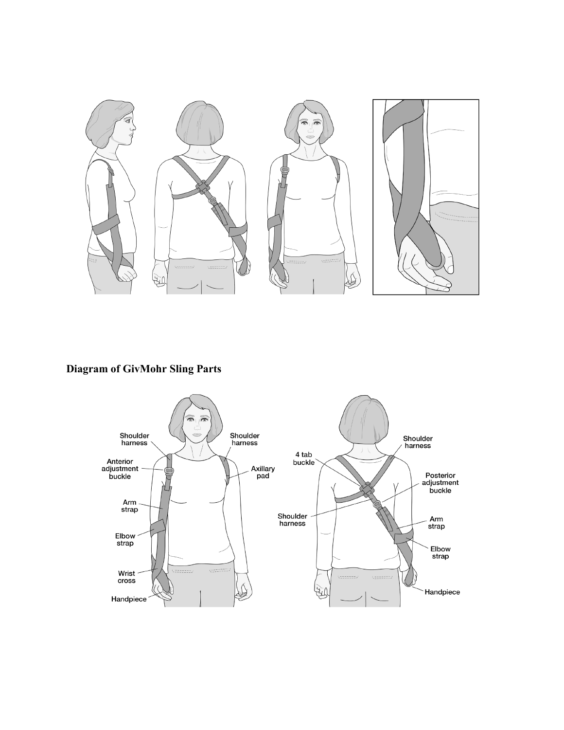## Diagram of GivMohr Sling Parts

Shoulder harness

Shoulder harness

Anterior adjustment buckle

Axillary pad

Arm strap

Elbow strap

Wrist cross

Handpiece

4 tab buckle

Shoulder harness

Posterior adjustment buckle

Shoulder harness

Arm strap

Elbow strap

Handpiece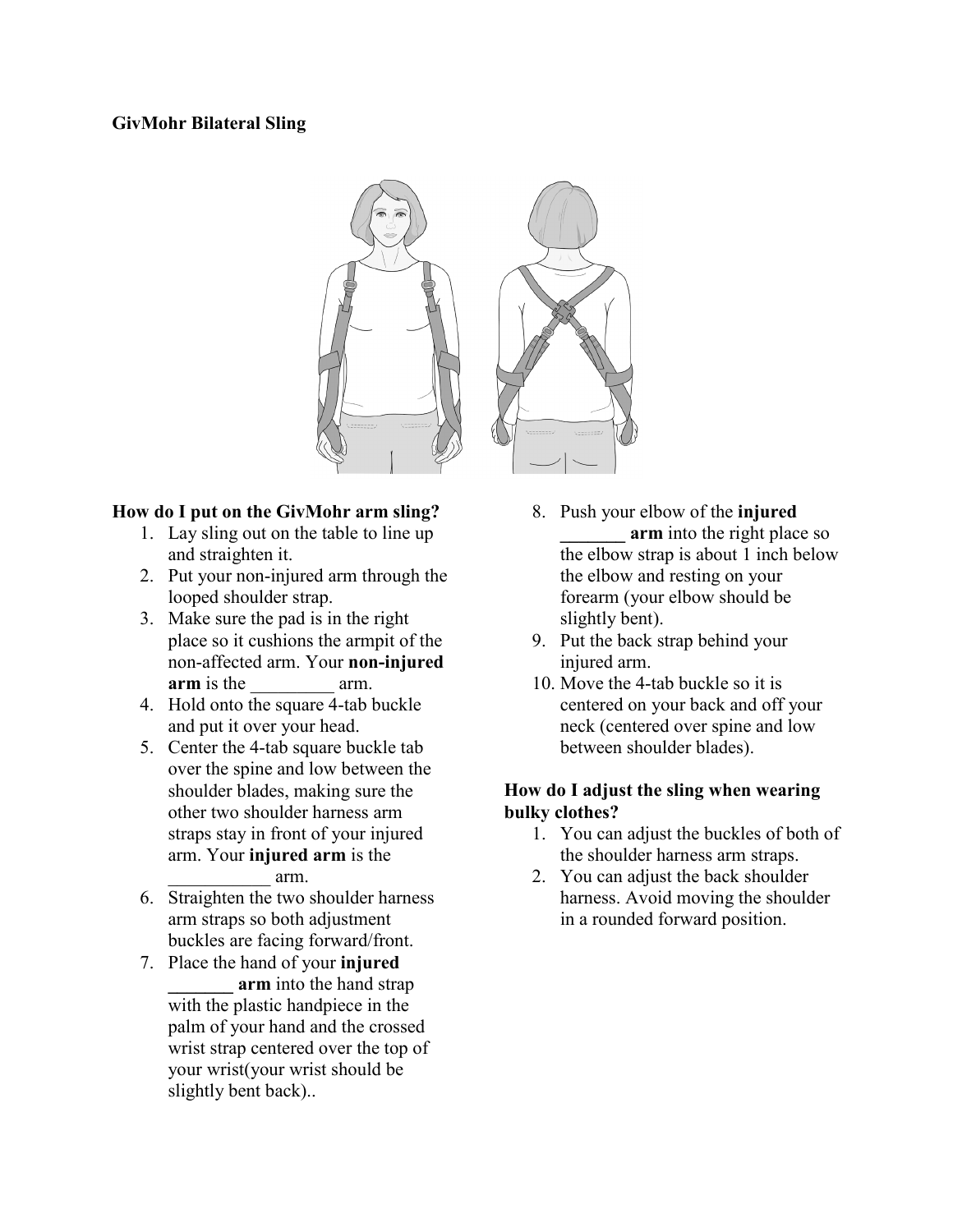**GivMohr Bilateral Sling**

### How do I put on the GivMohr arm sling?

1. Lay sling out on the table to line up and straighten it.
2. Put your non-injured arm through the looped shoulder strap.
3. Make sure the pad is in the right place so it cushions the armpit of the non-affected arm. Your **non-injured arm** is the _________ arm.
4. Hold onto the square 4-tab buckle and put it over your head.
5. Center the 4-tab square buckle tab over the spine and low between the shoulder blades, making sure the other two shoulder harness arm straps stay in front of your injured arm. Your **injured arm** is the ___________ arm.
6. Straighten the two shoulder harness arm straps so both adjustment buckles are facing forward/front.
7. Place the hand of your **injured _______ arm** into the hand strap with the plastic handpiece in the palm of your hand and the crossed wrist strap centered over the top of your wrist(your wrist should be slightly bent back)..
8. Push your elbow of the **injured _______ arm** into the right place so the elbow strap is about 1 inch below the elbow and resting on your forearm (your elbow should be slightly bent).
9. Put the back strap behind your injured arm.
10. Move the 4-tab buckle so it is centered on your back and off your neck (centered over spine and low between shoulder blades).

### How do I adjust the sling when wearing bulky clothes?

1. You can adjust the buckles of both of the shoulder harness arm straps.
2. You can adjust the back shoulder harness. Avoid moving the shoulder in a rounded forward position.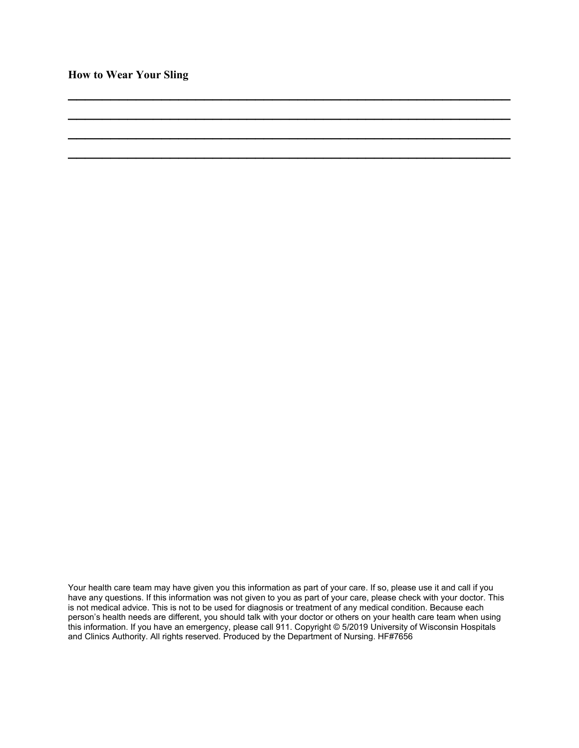**How to Wear Your Sling**

\_\_\_\_\_\_\_\_\_\_\_\_\_\_\_\_\_\_\_\_\_\_\_\_\_\_\_\_\_\_\_\_\_\_\_\_\_\_\_\_\_\_\_\_\_\_\_\_\_\_\_\_\_\_\_\_\_\_\_\_\_\_\_\_\_\_\_\_

\_\_\_\_\_\_\_\_\_\_\_\_\_\_\_\_\_\_\_\_\_\_\_\_\_\_\_\_\_\_\_\_\_\_\_\_\_\_\_\_\_\_\_\_\_\_\_\_\_\_\_\_\_\_\_\_\_\_\_\_\_\_\_\_\_\_\_\_

\_\_\_\_\_\_\_\_\_\_\_\_\_\_\_\_\_\_\_\_\_\_\_\_\_\_\_\_\_\_\_\_\_\_\_\_\_\_\_\_\_\_\_\_\_\_\_\_\_\_\_\_\_\_\_\_\_\_\_\_\_\_\_\_\_\_\_\_

\_\_\_\_\_\_\_\_\_\_\_\_\_\_\_\_\_\_\_\_\_\_\_\_\_\_\_\_\_\_\_\_\_\_\_\_\_\_\_\_\_\_\_\_\_\_\_\_\_\_\_\_\_\_\_\_\_\_\_\_\_\_\_\_\_\_\_\_

Your health care team may have given you this information as part of your care. If so, please use it and call if you have any questions. If this information was not given to you as part of your care, please check with your doctor. This is not medical advice. This is not to be used for diagnosis or treatment of any medical condition. Because each person's health needs are different, you should talk with your doctor or others on your health care team when using this information. If you have an emergency, please call 911. Copyright © 5/2019 University of Wisconsin Hospitals and Clinics Authority. All rights reserved. Produced by the Department of Nursing. HF#7656